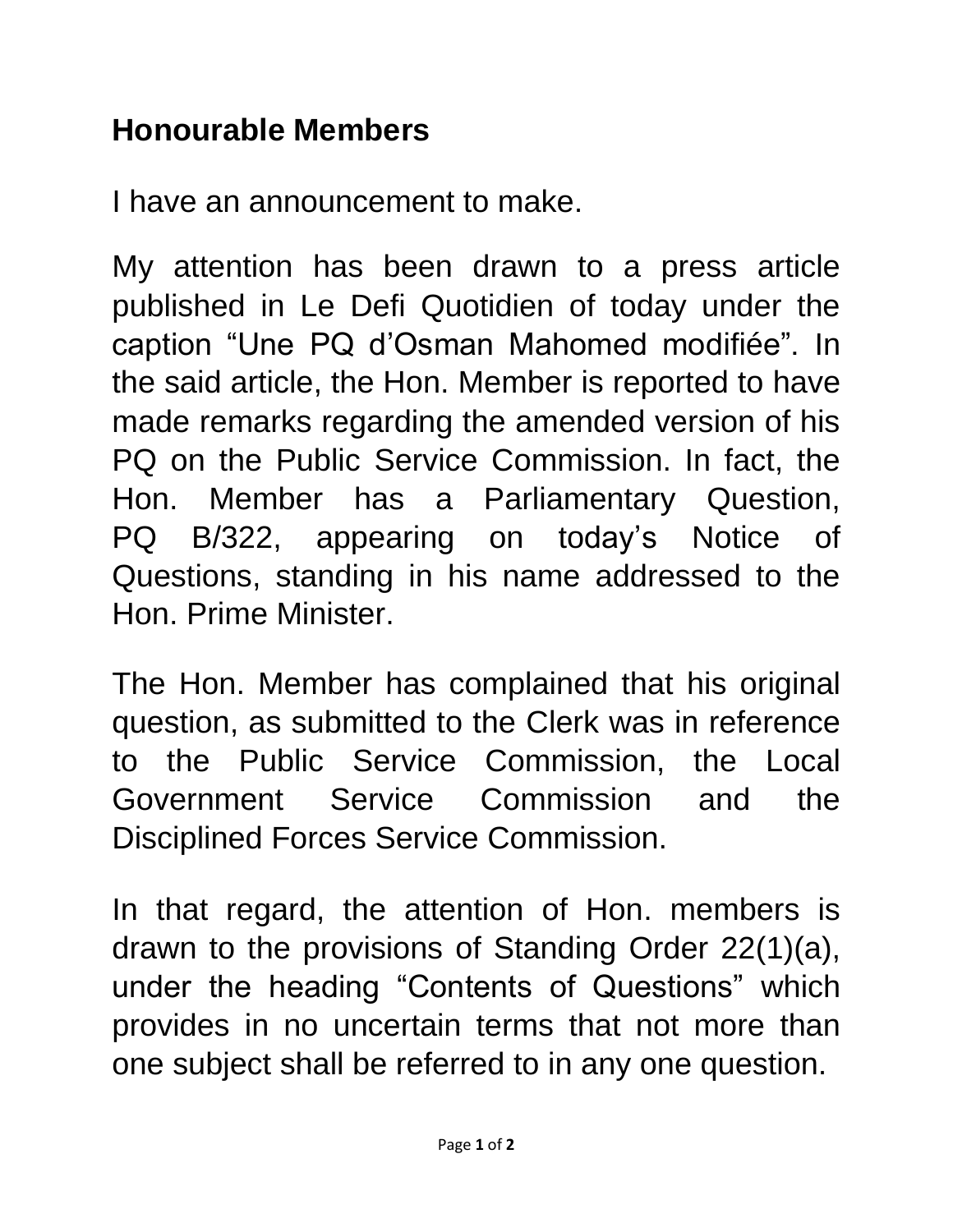**Honourable Members**

I have an announcement to make.

My attention has been drawn to a press article published in Le Defi Quotidien of today under the caption “Une PQ d’Osman Mahomed modifiée”. In the said article, the Hon. Member is reported to have made remarks regarding the amended version of his PQ on the Public Service Commission. In fact, the Hon. Member has a Parliamentary Question, PQ B/322, appearing on today’s Notice of Questions, standing in his name addressed to the Hon. Prime Minister.

The Hon. Member has complained that his original question, as submitted to the Clerk was in reference to the Public Service Commission, the Local Government Service Commission and the Disciplined Forces Service Commission.

In that regard, the attention of Hon. members is drawn to the provisions of Standing Order 22(1)(a), under the heading “Contents of Questions” which provides in no uncertain terms that not more than one subject shall be referred to in any one question.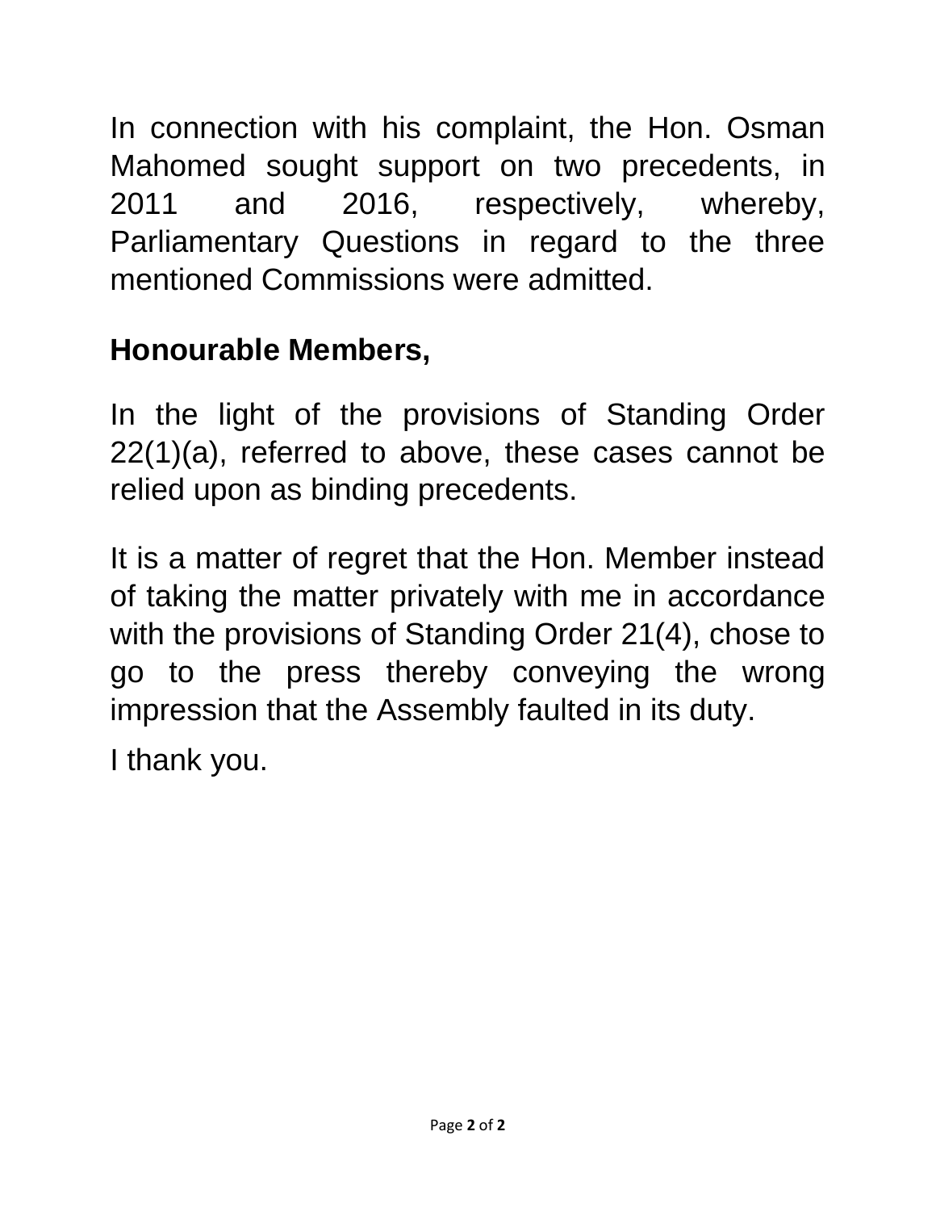In connection with his complaint, the Hon. Osman Mahomed sought support on two precedents, in 2011 and 2016, respectively, whereby, Parliamentary Questions in regard to the three mentioned Commissions were admitted.

**Honourable Members,**

In the light of the provisions of Standing Order 22(1)(a), referred to above, these cases cannot be relied upon as binding precedents.

It is a matter of regret that the Hon. Member instead of taking the matter privately with me in accordance with the provisions of Standing Order 21(4), chose to go to the press thereby conveying the wrong impression that the Assembly faulted in its duty.

I thank you.